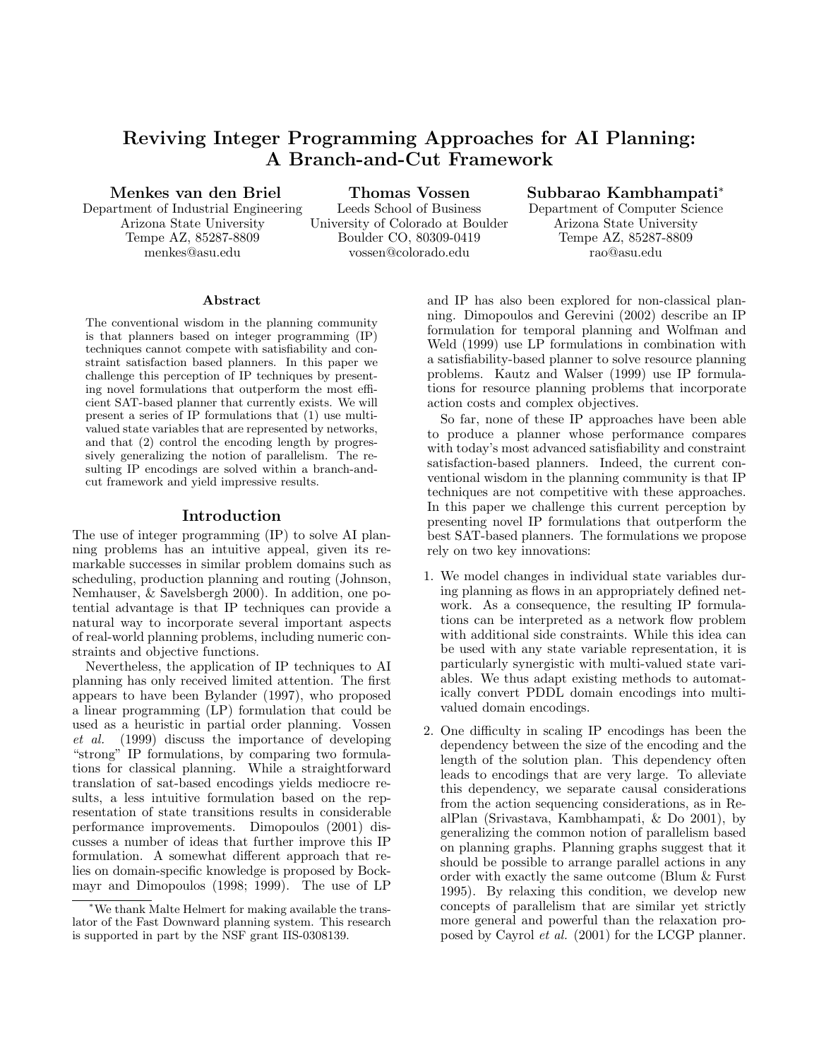# Reviving Integer Programming Approaches for AI Planning: A Branch-and-Cut Framework

**Menkes van den Briel**
Department of Industrial Engineering
Arizona State University
Tempe AZ, 85287-8809
menkes@asu.edu

**Thomas Vossen**
Leeds School of Business
University of Colorado at Boulder
Boulder CO, 80309-0419
vossen@colorado.edu

**Subbarao Kambhampati***
Department of Computer Science
Arizona State University
Tempe AZ, 85287-8809
rao@asu.edu

## Abstract

The conventional wisdom in the planning community is that planners based on integer programming (IP) techniques cannot compete with satisfiability and constraint satisfaction based planners. In this paper we challenge this perception of IP techniques by presenting novel formulations that outperform the most efficient SAT-based planner that currently exists. We will present a series of IP formulations that (1) use multi-valued state variables that are represented by networks, and that (2) control the encoding length by progressively generalizing the notion of parallelism. The resulting IP encodings are solved within a branch-and-cut framework and yield impressive results.

## Introduction

The use of integer programming (IP) to solve AI planning problems has an intuitive appeal, given its remarkable successes in similar problem domains such as scheduling, production planning and routing (Johnson, Nemhauser, & Savelsbergh 2000). In addition, one potential advantage is that IP techniques can provide a natural way to incorporate several important aspects of real-world planning problems, including numeric constraints and objective functions.

Nevertheless, the application of IP techniques to AI planning has only received limited attention. The first appears to have been Bylander (1997), who proposed a linear programming (LP) formulation that could be used as a heuristic in partial order planning. Vossen *et al.* (1999) discuss the importance of developing "strong" IP formulations, by comparing two formulations for classical planning. While a straightforward translation of sat-based encodings yields mediocre results, a less intuitive formulation based on the representation of state transitions results in considerable performance improvements. Dimopoulos (2001) discusses a number of ideas that further improve this IP formulation. A somewhat different approach that relies on domain-specific knowledge is proposed by Bockmayr and Dimopoulos (1998; 1999). The use of LP and IP has also been explored for non-classical planning. Dimopoulos and Gerevini (2002) describe an IP formulation for temporal planning and Wolfman and Weld (1999) use LP formulations in combination with a satisfiability-based planner to solve resource planning problems. Kautz and Walser (1999) use IP formulations for resource planning problems that incorporate action costs and complex objectives.

So far, none of these IP approaches have been able to produce a planner whose performance compares with today's most advanced satisfiability and constraint satisfaction-based planners. Indeed, the current conventional wisdom in the planning community is that IP techniques are not competitive with these approaches. In this paper we challenge this current perception by presenting novel IP formulations that outperform the best SAT-based planners. The formulations we propose rely on two key innovations:

1. We model changes in individual state variables during planning as flows in an appropriately defined network. As a consequence, the resulting IP formulations can be interpreted as a network flow problem with additional side constraints. While this idea can be used with any state variable representation, it is particularly synergistic with multi-valued state variables. We thus adapt existing methods to automatically convert PDDL domain encodings into multi-valued domain encodings.

2. One difficulty in scaling IP encodings has been the dependency between the size of the encoding and the length of the solution plan. This dependency often leads to encodings that are very large. To alleviate this dependency, we separate causal considerations from the action sequencing considerations, as in RealPlan (Srivastava, Kambhampati, & Do 2001), by generalizing the common notion of parallelism based on planning graphs. Planning graphs suggest that it should be possible to arrange parallel actions in any order with exactly the same outcome (Blum & Furst 1995). By relaxing this condition, we develop new concepts of parallelism that are similar yet strictly more general and powerful than the relaxation proposed by Cayrol *et al.* (2001) for the LCGP planner.

*We thank Malte Helmert for making available the translator of the Fast Downward planning system. This research is supported in part by the NSF grant IIS-0308139.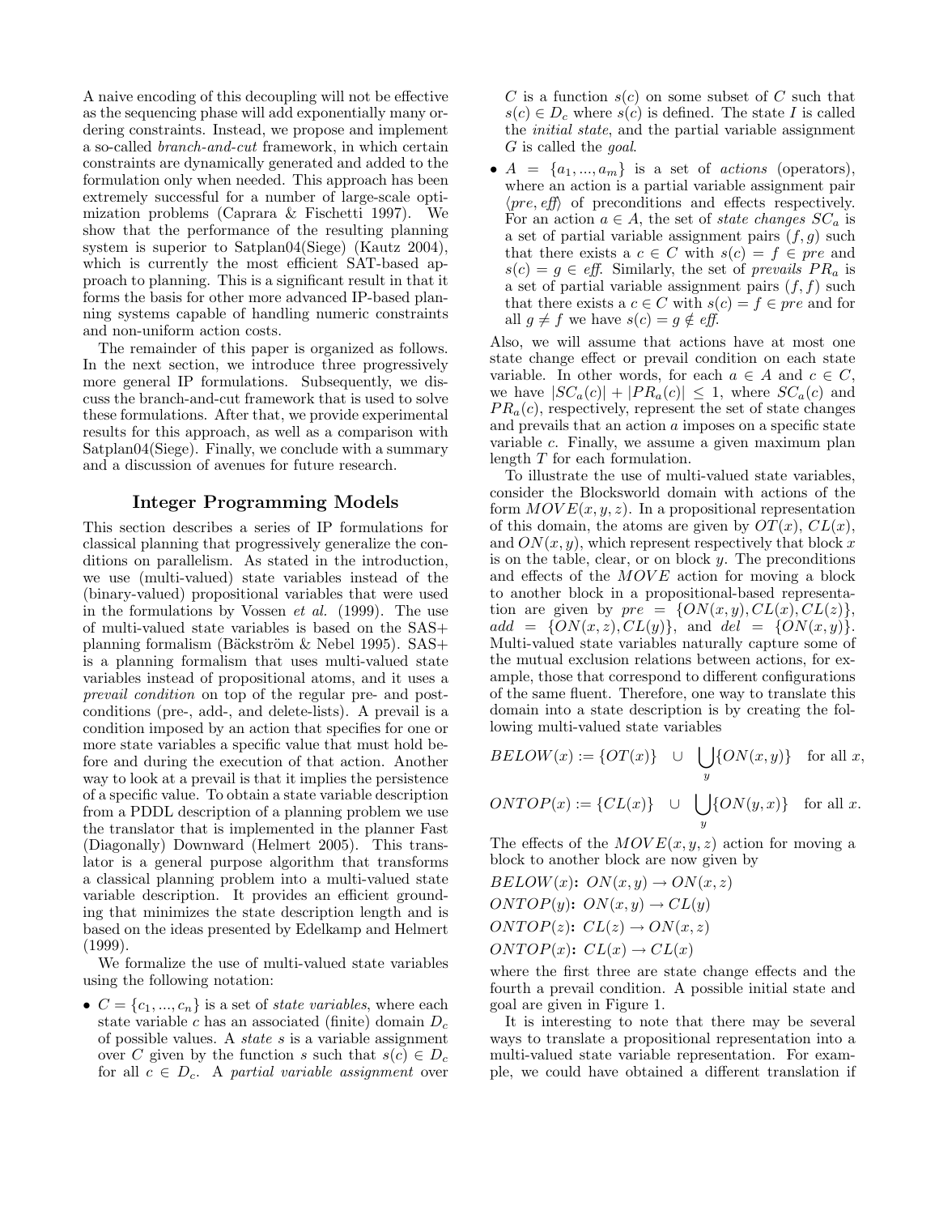A naive encoding of this decoupling will not be effective as the sequencing phase will add exponentially many ordering constraints. Instead, we propose and implement a so-called *branch-and-cut* framework, in which certain constraints are dynamically generated and added to the formulation only when needed. This approach has been extremely successful for a number of large-scale optimization problems (Caprara & Fischetti 1997). We show that the performance of the resulting planning system is superior to Satplan04(Siege) (Kautz 2004), which is currently the most efficient SAT-based approach to planning. This is a significant result in that it forms the basis for other more advanced IP-based planning systems capable of handling numeric constraints and non-uniform action costs.

The remainder of this paper is organized as follows. In the next section, we introduce three progressively more general IP formulations. Subsequently, we discuss the branch-and-cut framework that is used to solve these formulations. After that, we provide experimental results for this approach, as well as a comparison with Satplan04(Siege). Finally, we conclude with a summary and a discussion of avenues for future research.

## Integer Programming Models

This section describes a series of IP formulations for classical planning that progressively generalize the conditions on parallelism. As stated in the introduction, we use (multi-valued) state variables instead of the (binary-valued) propositional variables that were used in the formulations by Vossen *et al.* (1999). The use of multi-valued state variables is based on the SAS+ planning formalism (Bäckström & Nebel 1995). SAS+ is a planning formalism that uses multi-valued state variables instead of propositional atoms, and it uses a *prevail condition* on top of the regular pre- and postconditions (pre-, add-, and delete-lists). A prevail is a condition imposed by an action that specifies for one or more state variables a specific value that must hold before and during the execution of that action. Another way to look at a prevail is that it implies the persistence of a specific value. To obtain a state variable description from a PDDL description of a planning problem we use the translator that is implemented in the planner Fast (Diagonally) Downward (Helmert 2005). This translator is a general purpose algorithm that transforms a classical planning problem into a multi-valued state variable description. It provides an efficient grounding that minimizes the state description length and is based on the ideas presented by Edelkamp and Helmert (1999).

We formalize the use of multi-valued state variables using the following notation:

- $C = \{c_1, ..., c_n\}$ is a set of *state variables*, where each state variable $c$ has an associated (finite) domain $D_c$ of possible values. A *state* $s$ is a variable assignment over $C$ given by the function $s$ such that $s(c) \in D_c$ for all $c \in D_c$. A *partial variable assignment* over $C$ is a function $s(c)$ on some subset of $C$ such that $s(c) \in D_c$ where $s(c)$ is defined. The state $I$ is called the *initial state*, and the partial variable assignment $G$ is called the *goal*.
- $A = \{a_1, ..., a_m\}$ is a set of *actions* (operators), where an action is a partial variable assignment pair $\langle pre, eff \rangle$ of preconditions and effects respectively. For an action $a \in A$, the set of *state changes* $SC_a$ is a set of partial variable assignment pairs $(f, g)$ such that there exists a $c \in C$ with $s(c) = f \in pre$ and $s(c) = g \in eff$. Similarly, the set of *prevails* $PR_a$ is a set of partial variable assignment pairs $(f, f)$ such that there exists a $c \in C$ with $s(c) = f \in pre$ and for all $g \neq f$ we have $s(c) = g \notin eff$.

Also, we will assume that actions have at most one state change effect or prevail condition on each state variable. In other words, for each $a \in A$ and $c \in C$, we have $|SC_a(c)| + |PR_a(c)| \leq 1$, where $SC_a(c)$ and $PR_a(c)$, respectively, represent the set of state changes and prevails that an action $a$ imposes on a specific state variable $c$. Finally, we assume a given maximum plan length $T$ for each formulation.

To illustrate the use of multi-valued state variables, consider the Blocksworld domain with actions of the form $MOVE(x, y, z)$. In a propositional representation of this domain, the atoms are given by $OT(x)$, $CL(x)$, and $ON(x, y)$, which represent respectively that block $x$ is on the table, clear, or on block $y$. The preconditions and effects of the $MOVE$ action for moving a block to another block in a propositional-based representation are given by $pre = \{ON(x, y), CL(x), CL(z)\}$, $add = \{ON(x, z), CL(y)\}$, and $del = \{ON(x, y)\}$. Multi-valued state variables naturally capture some of the mutual exclusion relations between actions, for example, those that correspond to different configurations of the same fluent. Therefore, one way to translate this domain into a state description is by creating the following multi-valued state variables

$$BELOW(x) := \{OT(x)\} \quad \cup \quad \bigcup_y \{ON(x, y)\} \quad \text{for all } x,$$

$$ONTOP(x) := \{CL(x)\} \quad \cup \quad \bigcup_y \{ON(y, x)\} \quad \text{for all } x.$$

The effects of the $MOVE(x, y, z)$ action for moving a block to another block are now given by

$BELOW(x)$: $ON(x, y) \rightarrow ON(x, z)$

$ONTOP(y)$: $ON(x, y) \rightarrow CL(y)$

$ONTOP(z)$: $CL(z) \rightarrow ON(x, z)$

$ONTOP(x)$: $CL(x) \rightarrow CL(x)$

where the first three are state change effects and the fourth a prevail condition. A possible initial state and goal are given in Figure 1.

It is interesting to note that there may be several ways to translate a propositional representation into a multi-valued state variable representation. For example, we could have obtained a different translation if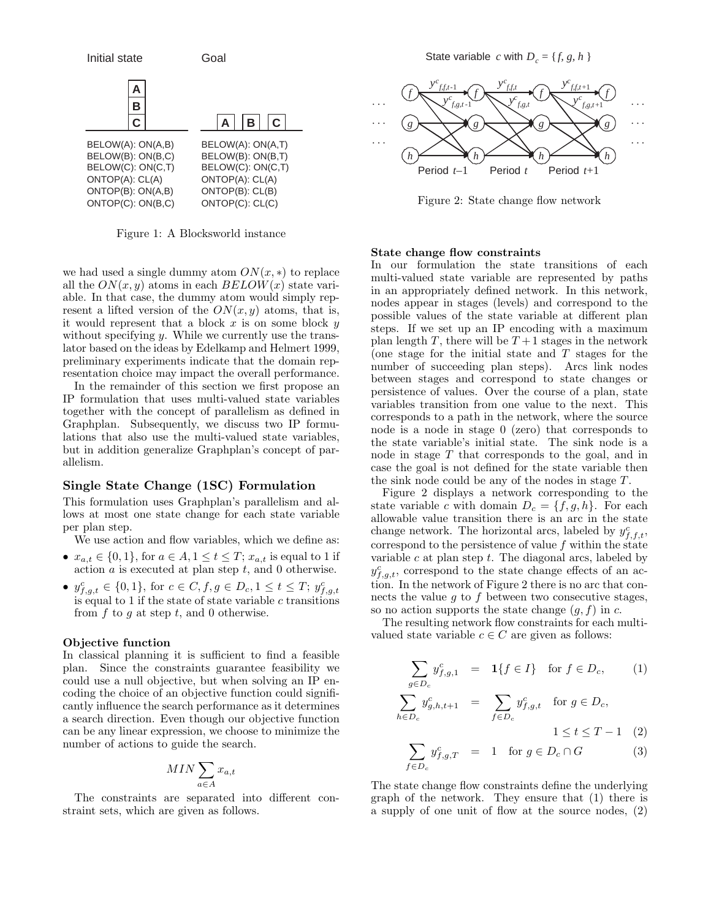Initial state

| |
|---|
| A |
| B |
| C |

BELOW(A): ON(A,B)
BELOW(B): ON(B,C)
BELOW(C): ON(C,T)
ONTOP(A): CL(A)
ONTOP(B): ON(A,B)
ONTOP(C): ON(B,C)

Goal

| | | |
|---|---|---|
| A | B | C |

BELOW(A): ON(A,T)
BELOW(B): ON(B,T)
BELOW(C): ON(C,T)
ONTOP(A): CL(A)
ONTOP(B): CL(B)
ONTOP(C): CL(C)

Figure 1: A Blocksworld instance

we had used a single dummy atom $ON(x, *)$ to replace all the $ON(x, y)$ atoms in each $BELOW(x)$ state variable. In that case, the dummy atom would simply represent a lifted version of the $ON(x, y)$ atoms, that is, it would represent that a block $x$ is on some block $y$ without specifying $y$. While we currently use the translator based on the ideas by Edelkamp and Helmert 1999, preliminary experiments indicate that the domain representation choice may impact the overall performance.

In the remainder of this section we first propose an IP formulation that uses multi-valued state variables together with the concept of parallelism as defined in Graphplan. Subsequently, we discuss two IP formulations that also use the multi-valued state variables, but in addition generalize Graphplan's concept of parallelism.

## Single State Change (1SC) Formulation

This formulation uses Graphplan's parallelism and allows at most one state change for each state variable per plan step.

We use action and flow variables, which we define as:

- $x_{a,t} \in \{0, 1\}$, for $a \in A, 1 \leq t \leq T$; $x_{a,t}$ is equal to 1 if action $a$ is executed at plan step $t$, and 0 otherwise.
- $y^c_{f,g,t} \in \{0, 1\}$, for $c \in C, f, g \in D_c, 1 \leq t \leq T$; $y^c_{f,g,t}$ is equal to 1 if the state of state variable $c$ transitions from $f$ to $g$ at step $t$, and 0 otherwise.

### Objective function

In classical planning it is sufficient to find a feasible plan. Since the constraints guarantee feasibility we could use a null objective, but when solving an IP encoding the choice of an objective function could significantly influence the search performance as it determines a search direction. Even though our objective function can be any linear expression, we choose to minimize the number of actions to guide the search.

$$MIN \sum_{a \in A} x_{a,t}$$

The constraints are separated into different constraint sets, which are given as follows.

State variable $c$ with $D_c = \{f, g, h\}$

Figure 2: State change flow network

### State change flow constraints

In our formulation the state transitions of each multi-valued state variable are represented by paths in an appropriately defined network. In this network, nodes appear in stages (levels) and correspond to the possible values of the state variable at different plan steps. If we set up an IP encoding with a maximum plan length $T$, there will be $T + 1$ stages in the network (one stage for the initial state and $T$ stages for the number of succeeding plan steps). Arcs link nodes between stages and correspond to state changes or persistence of values. Over the course of a plan, state variables transition from one value to the next. This corresponds to a path in the network, where the source node is a node in stage 0 (zero) that corresponds to the state variable's initial state. The sink node is a node in stage $T$ that corresponds to the goal, and in case the goal is not defined for the state variable then the sink node could be any of the nodes in stage $T$.

Figure 2 displays a network corresponding to the state variable $c$ with domain $D_c = \{f, g, h\}$. For each allowable value transition there is an arc in the state change network. The horizontal arcs, labeled by $y^c_{f,f,t}$, correspond to the persistence of value $f$ within the state variable $c$ at plan step $t$. The diagonal arcs, labeled by $y^c_{f,g,t}$, correspond to the state change effects of an action. In the network of Figure 2 there is no arc that connects the value $g$ to $f$ between two consecutive stages, so no action supports the state change $(g, f)$ in $c$.

The resulting network flow constraints for each multi-valued state variable $c \in C$ are given as follows:

$$\sum_{g \in D_c} y^c_{f,g,1} = \mathbf{1}\{f \in I\} \quad \text{for } f \in D_c, \tag{1}$$

$$\sum_{h \in D_c} y^c_{g,h,t+1} = \sum_{f \in D_c} y^c_{f,g,t} \quad \text{for } g \in D_c, \; 1 \leq t \leq T-1 \tag{2}$$

$$\sum_{f \in D_c} y^c_{f,g,T} = 1 \quad \text{for } g \in D_c \cap G \tag{3}$$

The state change flow constraints define the underlying graph of the network. They ensure that (1) there is a supply of one unit of flow at the source nodes, (2)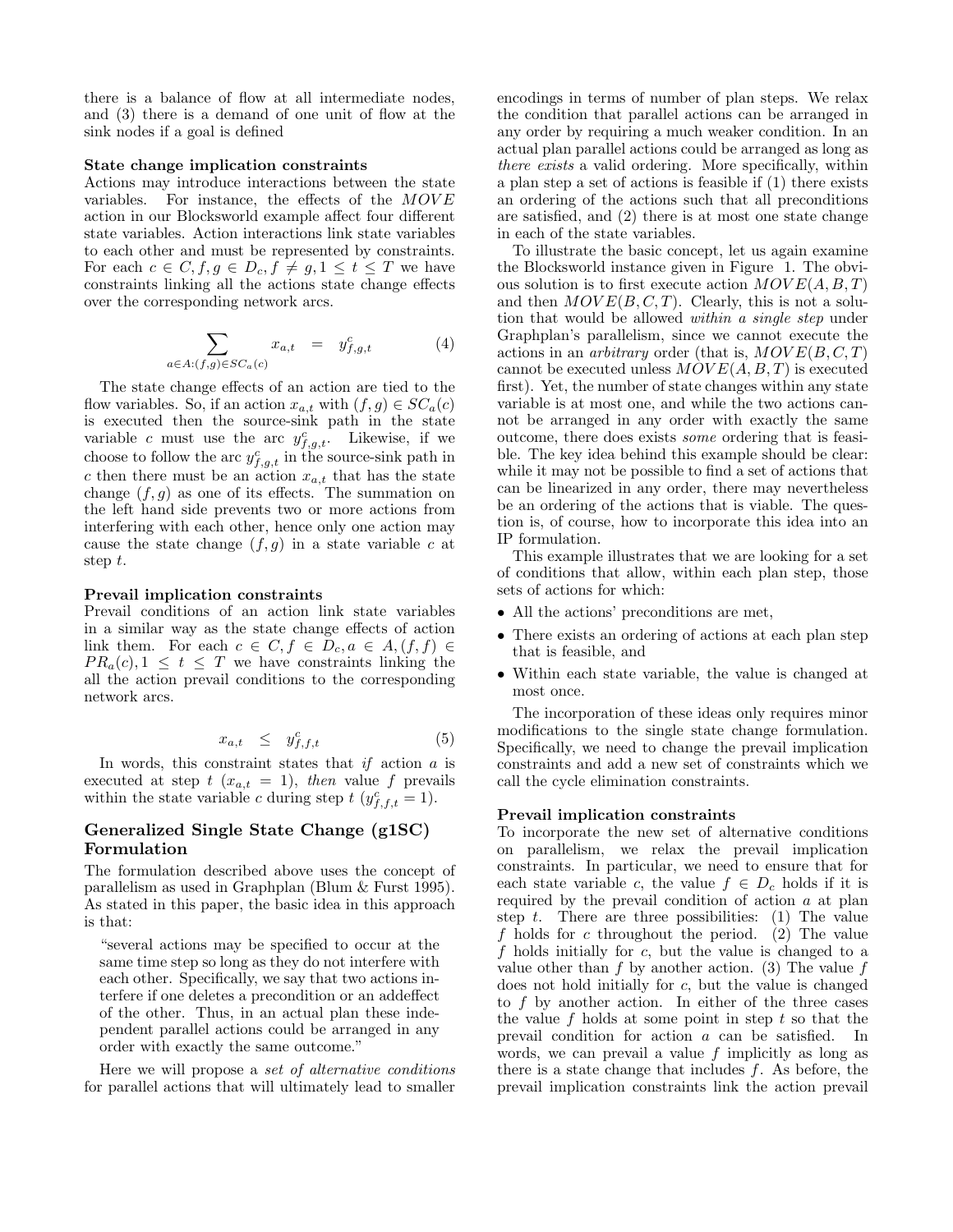there is a balance of flow at all intermediate nodes, and (3) there is a demand of one unit of flow at the sink nodes if a goal is defined

**State change implication constraints**
Actions may introduce interactions between the state variables. For instance, the effects of the $MOVE$ action in our Blocksworld example affect four different state variables. Action interactions link state variables to each other and must be represented by constraints. For each $c \in C, f, g \in D_c, f \neq g, 1 \leq t \leq T$ we have constraints linking all the actions state change effects over the corresponding network arcs.

$$\sum_{a \in A:(f,g) \in SC_a(c)} x_{a,t} \quad = \quad y^c_{f,g,t} \tag{4}$$

The state change effects of an action are tied to the flow variables. So, if an action $x_{a,t}$ with $(f,g) \in SC_a(c)$ is executed then the source-sink path in the state variable $c$ must use the arc $y^c_{f,g,t}$. Likewise, if we choose to follow the arc $y^c_{f,g,t}$ in the source-sink path in $c$ then there must be an action $x_{a,t}$ that has the state change $(f,g)$ as one of its effects. The summation on the left hand side prevents two or more actions from interfering with each other, hence only one action may cause the state change $(f,g)$ in a state variable $c$ at step $t$.

**Prevail implication constraints**
Prevail conditions of an action link state variables in a similar way as the state change effects of action link them. For each $c \in C, f \in D_c, a \in A, (f,f) \in PR_a(c), 1 \leq t \leq T$ we have constraints linking the all the action prevail conditions to the corresponding network arcs.

$$x_{a,t} \quad \leq \quad y^c_{f,f,t} \tag{5}$$

In words, this constraint states that *if* action $a$ is executed at step $t$ ($x_{a,t} = 1$), *then* value $f$ prevails within the state variable $c$ during step $t$ ($y^c_{f,f,t} = 1$).

## Generalized Single State Change (g1SC) Formulation

The formulation described above uses the concept of parallelism as used in Graphplan (Blum & Furst 1995). As stated in this paper, the basic idea in this approach is that:

> "several actions may be specified to occur at the same time step so long as they do not interfere with each other. Specifically, we say that two actions interfere if one deletes a precondition or an addeffect of the other. Thus, in an actual plan these independent parallel actions could be arranged in any order with exactly the same outcome."

Here we will propose a *set of alternative conditions* for parallel actions that will ultimately lead to smaller encodings in terms of number of plan steps. We relax the condition that parallel actions can be arranged in any order by requiring a much weaker condition. In an actual plan parallel actions could be arranged as long as *there exists* a valid ordering. More specifically, within a plan step a set of actions is feasible if (1) there exists an ordering of the actions such that all preconditions are satisfied, and (2) there is at most one state change in each of the state variables.

To illustrate the basic concept, let us again examine the Blocksworld instance given in Figure 1. The obvious solution is to first execute action $MOVE(A,B,T)$ and then $MOVE(B,C,T)$. Clearly, this is not a solution that would be allowed *within a single step* under Graphplan's parallelism, since we cannot execute the actions in an *arbitrary* order (that is, $MOVE(B,C,T)$ cannot be executed unless $MOVE(A,B,T)$ is executed first). Yet, the number of state changes within any state variable is at most one, and while the two actions cannot be arranged in any order with exactly the same outcome, there does exists *some* ordering that is feasible. The key idea behind this example should be clear: while it may not be possible to find a set of actions that can be linearized in any order, there may nevertheless be an ordering of the actions that is viable. The question is, of course, how to incorporate this idea into an IP formulation.

This example illustrates that we are looking for a set of conditions that allow, within each plan step, those sets of actions for which:

- All the actions' preconditions are met,
- There exists an ordering of actions at each plan step that is feasible, and
- Within each state variable, the value is changed at most once.

The incorporation of these ideas only requires minor modifications to the single state change formulation. Specifically, we need to change the prevail implication constraints and add a new set of constraints which we call the cycle elimination constraints.

**Prevail implication constraints**
To incorporate the new set of alternative conditions on parallelism, we relax the prevail implication constraints. In particular, we need to ensure that for each state variable $c$, the value $f \in D_c$ holds if it is required by the prevail condition of action $a$ at plan step $t$. There are three possibilities: (1) The value $f$ holds for $c$ throughout the period. (2) The value $f$ holds initially for $c$, but the value is changed to a value other than $f$ by another action. (3) The value $f$ does not hold initially for $c$, but the value is changed to $f$ by another action. In either of the three cases the value $f$ holds at some point in step $t$ so that the prevail condition for action $a$ can be satisfied. In words, we can prevail a value $f$ implicitly as long as there is a state change that includes $f$. As before, the prevail implication constraints link the action prevail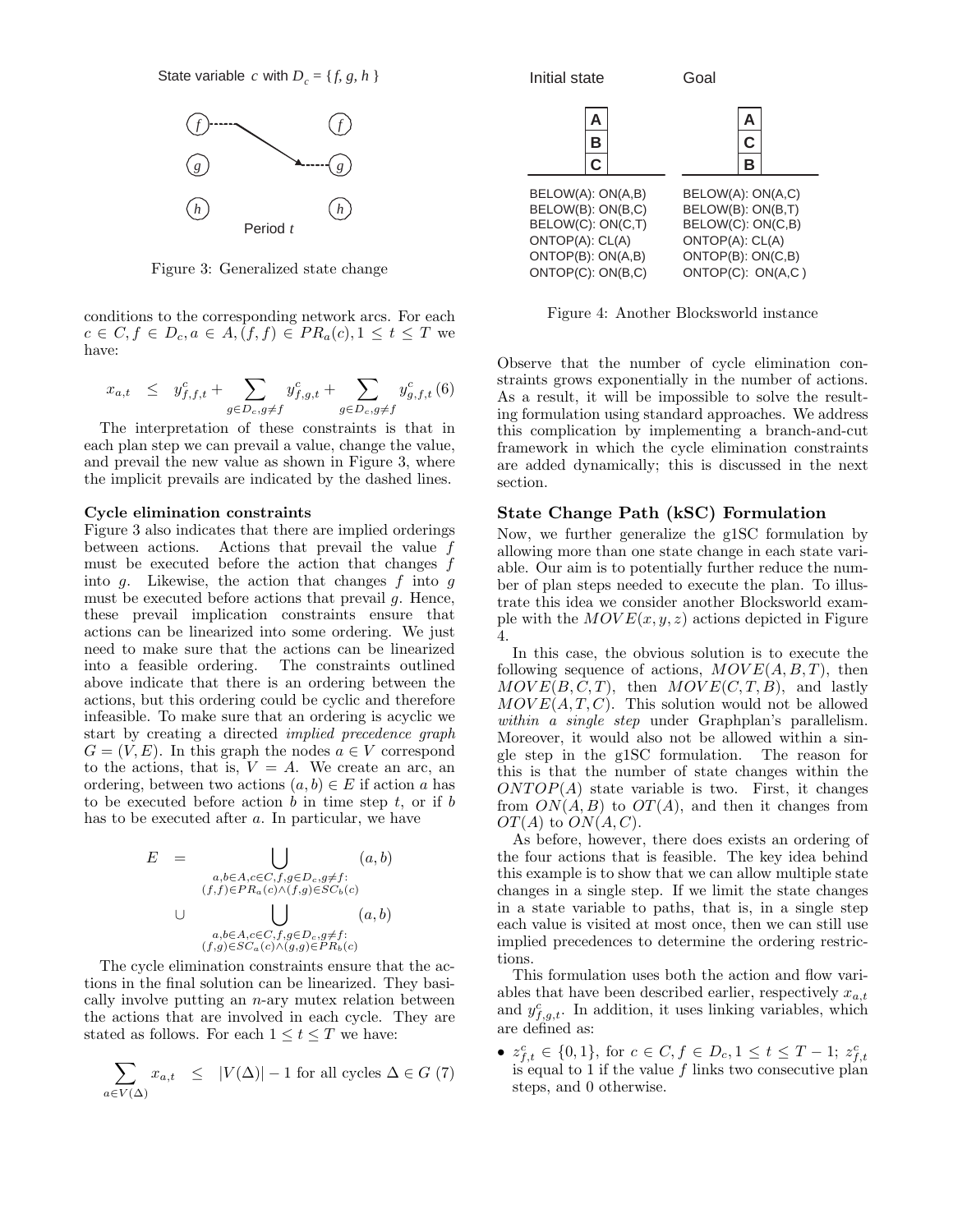State variable $c$ with $D_c = \{f, g, h\}$

Period $t$

Figure 3: Generalized state change

conditions to the corresponding network arcs. For each $c \in C, f \in D_c, a \in A, (f, f) \in PR_a(c), 1 \leq t \leq T$ we have:

$$x_{a,t} \quad \leq \quad y^c_{f,f,t} + \sum_{g \in D_c, g \neq f} y^c_{f,g,t} + \sum_{g \in D_c, g \neq f} y^c_{g,f,t} \quad (6)$$

The interpretation of these constraints is that in each plan step we can prevail a value, change the value, and prevail the new value as shown in Figure 3, where the implicit prevails are indicated by the dashed lines.

**Cycle elimination constraints**

Figure 3 also indicates that there are implied orderings between actions. Actions that prevail the value $f$ must be executed before the action that changes $f$ into $g$. Likewise, the action that changes $f$ into $g$ must be executed before actions that prevail $g$. Hence, these prevail implication constraints ensure that actions can be linearized into some ordering. We just need to make sure that the actions can be linearized into a feasible ordering. The constraints outlined above indicate that there is an ordering between the actions, but this ordering could be cyclic and therefore infeasible. To make sure that an ordering is acyclic we start by creating a directed *implied precedence graph* $G = (V, E)$. In this graph the nodes $a \in V$ correspond to the actions, that is, $V = A$. We create an arc, an ordering, between two actions $(a, b) \in E$ if action $a$ has to be executed before action $b$ in time step $t$, or if $b$ has to be executed after $a$. In particular, we have

$$\begin{aligned} E \quad = & \bigcup_{\substack{a,b \in A, c \in C, f, g \in D_c, g \neq f: \\ (f,f) \in PR_a(c) \wedge (f,g) \in SC_b(c)}} (a, b) \\ \cup & \bigcup_{\substack{a,b \in A, c \in C, f, g \in D_c, g \neq f: \\ (f,g) \in SC_a(c) \wedge (g,g) \in PR_b(c)}} (a, b) \end{aligned}$$

The cycle elimination constraints ensure that the actions in the final solution can be linearized. They basically involve putting an $n$-ary mutex relation between the actions that are involved in each cycle. They are stated as follows. For each $1 \leq t \leq T$ we have:

$$\sum_{a \in V(\Delta)} x_{a,t} \quad \leq \quad |V(\Delta)| - 1 \text{ for all cycles } \Delta \in G \quad (7)$$

| Initial state | Goal |
|---|---|
| A / B / C (stack, top to bottom) | A / C / B (stack, top to bottom) |
| BELOW(A): ON(A,B) | BELOW(A): ON(A,C) |
| BELOW(B): ON(B,C) | BELOW(B): ON(B,T) |
| BELOW(C): ON(C,T) | BELOW(C): ON(C,B) |
| ONTOP(A): CL(A) | ONTOP(A): CL(A) |
| ONTOP(B): ON(A,B) | ONTOP(B): ON(C,B) |
| ONTOP(C): ON(B,C) | ONTOP(C): ON(A,C) |

Figure 4: Another Blocksworld instance

Observe that the number of cycle elimination constraints grows exponentially in the number of actions. As a result, it will be impossible to solve the resulting formulation using standard approaches. We address this complication by implementing a branch-and-cut framework in which the cycle elimination constraints are added dynamically; this is discussed in the next section.

## State Change Path (kSC) Formulation

Now, we further generalize the g1SC formulation by allowing more than one state change in each state variable. Our aim is to potentially further reduce the number of plan steps needed to execute the plan. To illustrate this idea we consider another Blocksworld example with the $MOVE(x, y, z)$ actions depicted in Figure 4.

In this case, the obvious solution is to execute the following sequence of actions, $MOVE(A, B, T)$, then $MOVE(B, C, T)$, then $MOVE(C, T, B)$, and lastly $MOVE(A, T, C)$. This solution would not be allowed *within a single step* under Graphplan's parallelism. Moreover, it would also not be allowed within a single step in the g1SC formulation. The reason for this is that the number of state changes within the $ONTOP(A)$ state variable is two. First, it changes from $ON(A, B)$ to $OT(A)$, and then it changes from $OT(A)$ to $ON(A, C)$.

As before, however, there does exists an ordering of the four actions that is feasible. The key idea behind this example is to show that we can allow multiple state changes in a single step. If we limit the state changes in a state variable to paths, that is, in a single step each value is visited at most once, then we can still use implied precedences to determine the ordering restrictions.

This formulation uses both the action and flow variables that have been described earlier, respectively $x_{a,t}$ and $y^c_{f,g,t}$. In addition, it uses linking variables, which are defined as:

- $z^c_{f,t} \in \{0, 1\}$, for $c \in C, f \in D_c, 1 \leq t \leq T - 1$; $z^c_{f,t}$ is equal to 1 if the value $f$ links two consecutive plan steps, and 0 otherwise.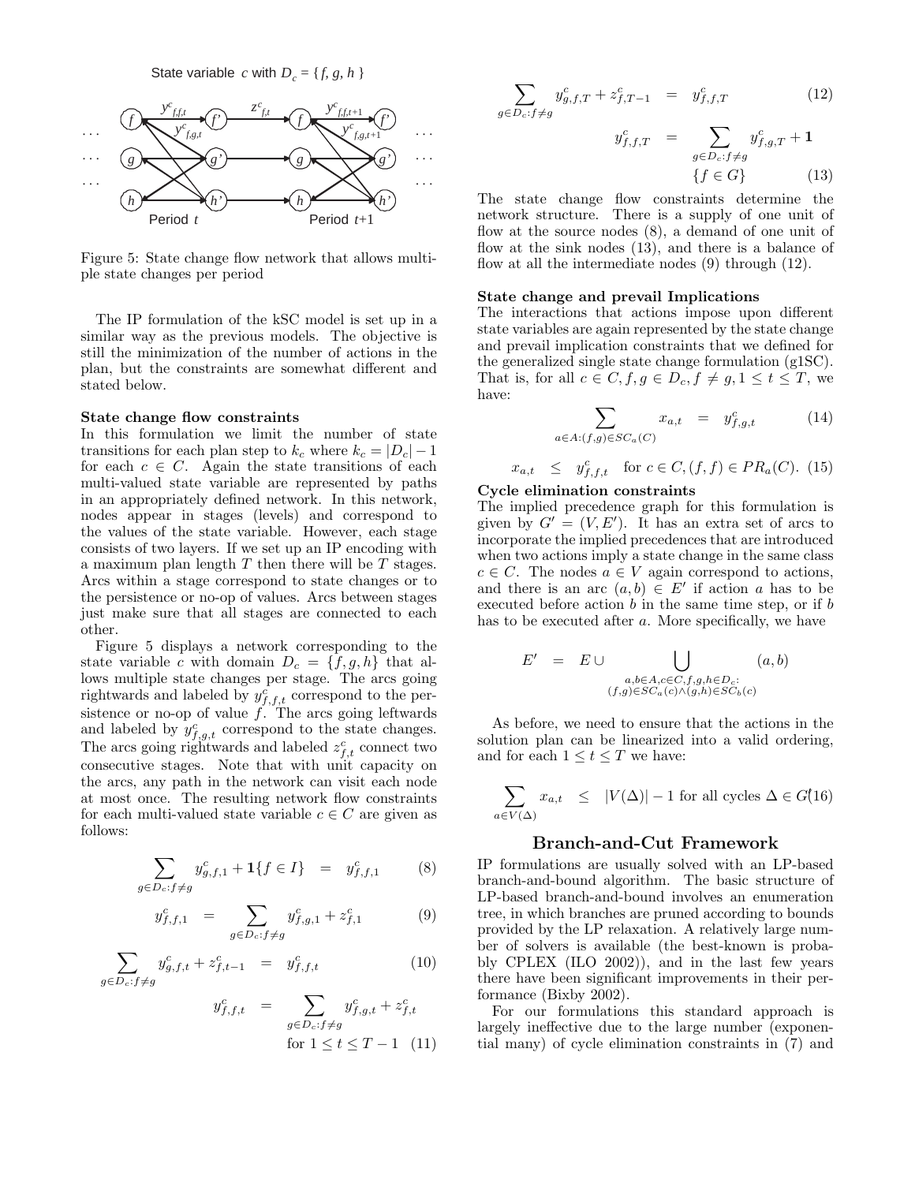State variable $c$ with $D_c = \{f, g, h\}$

Figure 5: State change flow network that allows multiple state changes per period

The IP formulation of the kSC model is set up in a similar way as the previous models. The objective is still the minimization of the number of actions in the plan, but the constraints are somewhat different and stated below.

**State change flow constraints**
In this formulation we limit the number of state transitions for each plan step to $k_c$ where $k_c = |D_c| - 1$ for each $c \in C$. Again the state transitions of each multi-valued state variable are represented by paths in an appropriately defined network. In this network, nodes appear in stages (levels) and correspond to the values of the state variable. However, each stage consists of two layers. If we set up an IP encoding with a maximum plan length $T$ then there will be $T$ stages. Arcs within a stage correspond to state changes or to the persistence or no-op of values. Arcs between stages just make sure that all stages are connected to each other.

Figure 5 displays a network corresponding to the state variable $c$ with domain $D_c = \{f, g, h\}$ that allows multiple state changes per stage. The arcs going rightwards and labeled by $y^c_{f,f,t}$ correspond to the persistence or no-op of value $f$. The arcs going leftwards and labeled by $y^c_{f,g,t}$ correspond to the state changes. The arcs going rightwards and labeled $z^c_{f,t}$ connect two consecutive stages. Note that with unit capacity on the arcs, any path in the network can visit each node at most once. The resulting network flow constraints for each multi-valued state variable $c \in C$ are given as follows:

$$\sum_{g \in D_c : f \neq g} y^c_{g,f,1} + \mathbf{1}\{f \in I\} = y^c_{f,f,1} \tag{8}$$

$$y^c_{f,f,1} = \sum_{g \in D_c : f \neq g} y^c_{f,g,1} + z^c_{f,1} \tag{9}$$

$$\sum_{g \in D_c : f \neq g} y^c_{g,f,t} + z^c_{f,t-1} = y^c_{f,f,t} \tag{10}$$

$$y^c_{f,f,t} = \sum_{g \in D_c : f \neq g} y^c_{f,g,t} + z^c_{f,t} \quad \text{for } 1 \leq t \leq T-1 \tag{11}$$

$$\sum_{g \in D_c : f \neq g} y^c_{g,f,T} + z^c_{f,T-1} = y^c_{f,f,T} \tag{12}$$

$$y^c_{f,f,T} = \sum_{g \in D_c : f \neq g} y^c_{f,g,T} + \mathbf{1}\{f \in G\} \tag{13}$$

The state change flow constraints determine the network structure. There is a supply of one unit of flow at the source nodes (8), a demand of one unit of flow at the sink nodes (13), and there is a balance of flow at all the intermediate nodes (9) through (12).

**State change and prevail Implications**
The interactions that actions impose upon different state variables are again represented by the state change and prevail implication constraints that we defined for the generalized single state change formulation (g1SC). That is, for all $c \in C, f, g \in D_c, f \neq g, 1 \leq t \leq T$, we have:

$$\sum_{a \in A : (f,g) \in SC_a(C)} x_{a,t} = y^c_{f,g,t} \tag{14}$$

$$x_{a,t} \leq y^c_{f,f,t} \quad \text{for } c \in C, (f,f) \in PR_a(C). \tag{15}$$

**Cycle elimination constraints**
The implied precedence graph for this formulation is given by $G' = (V, E')$. It has an extra set of arcs to incorporate the implied precedences that are introduced when two actions imply a state change in the same class $c \in C$. The nodes $a \in V$ again correspond to actions, and there is an arc $(a, b) \in E'$ if action $a$ has to be executed before action $b$ in the same time step, or if $b$ has to be executed after $a$. More specifically, we have

$$E' = E \cup \bigcup_{\substack{a,b \in A, c \in C, f,g,h \in D_c : \\ (f,g) \in SC_a(c) \wedge (g,h) \in SC_b(c)}} (a, b)$$

As before, we need to ensure that the actions in the solution plan can be linearized into a valid ordering, and for each $1 \leq t \leq T$ we have:

$$\sum_{a \in V(\Delta)} x_{a,t} \leq |V(\Delta)| - 1 \text{ for all cycles } \Delta \in G' \tag{16}$$

## Branch-and-Cut Framework

IP formulations are usually solved with an LP-based branch-and-bound algorithm. The basic structure of LP-based branch-and-bound involves an enumeration tree, in which branches are pruned according to bounds provided by the LP relaxation. A relatively large number of solvers is available (the best-known is probably CPLEX (ILO 2002)), and in the last few years there have been significant improvements in their performance (Bixby 2002).

For our formulations this standard approach is largely ineffective due to the large number (exponential many) of cycle elimination constraints in (7) and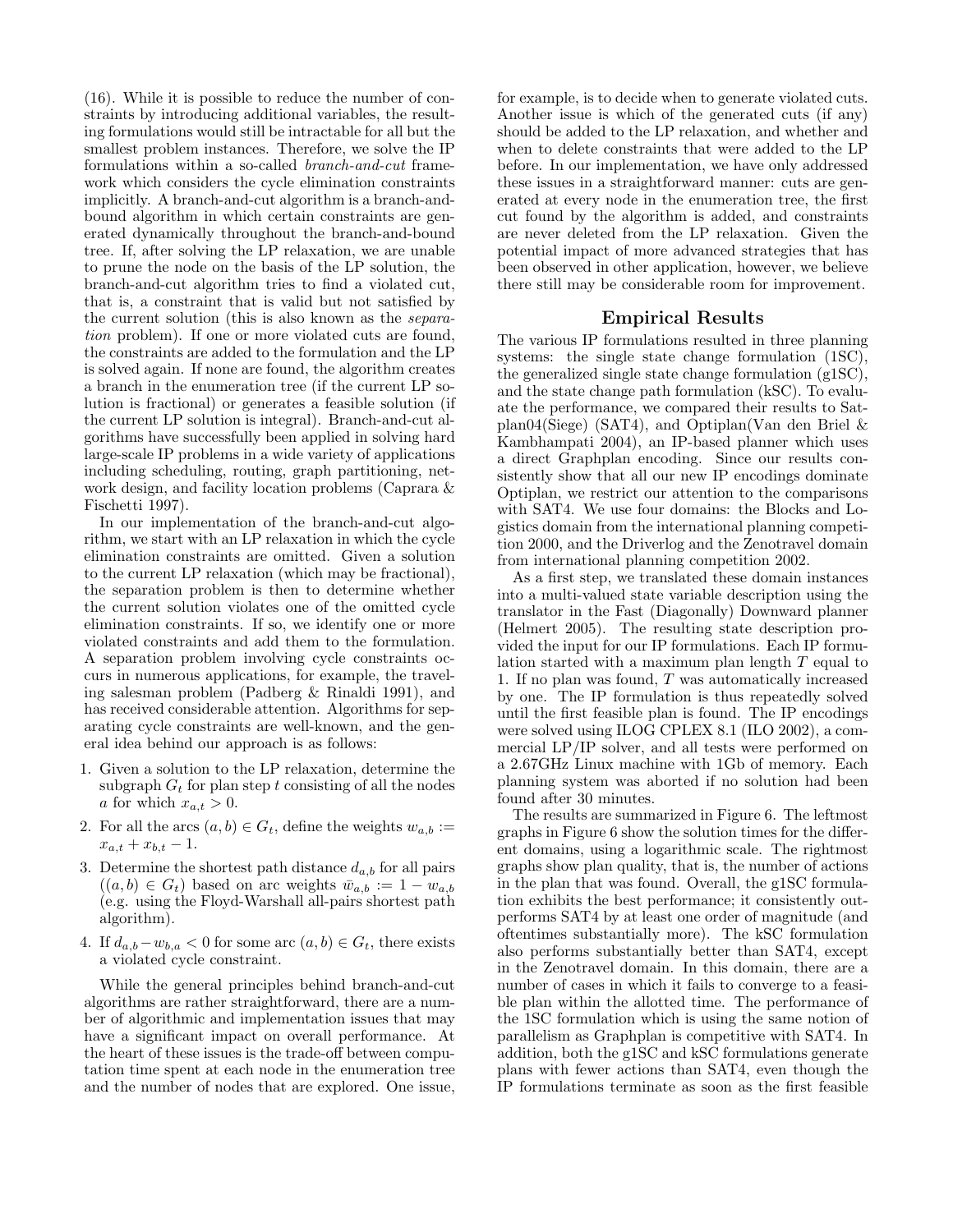(16). While it is possible to reduce the number of constraints by introducing additional variables, the resulting formulations would still be intractable for all but the smallest problem instances. Therefore, we solve the IP formulations within a so-called *branch-and-cut* framework which considers the cycle elimination constraints implicitly. A branch-and-cut algorithm is a branch-and-bound algorithm in which certain constraints are generated dynamically throughout the branch-and-bound tree. If, after solving the LP relaxation, we are unable to prune the node on the basis of the LP solution, the branch-and-cut algorithm tries to find a violated cut, that is, a constraint that is valid but not satisfied by the current solution (this is also known as the *separation* problem). If one or more violated cuts are found, the constraints are added to the formulation and the LP is solved again. If none are found, the algorithm creates a branch in the enumeration tree (if the current LP solution is fractional) or generates a feasible solution (if the current LP solution is integral). Branch-and-cut algorithms have successfully been applied in solving hard large-scale IP problems in a wide variety of applications including scheduling, routing, graph partitioning, network design, and facility location problems (Caprara & Fischetti 1997).

In our implementation of the branch-and-cut algorithm, we start with an LP relaxation in which the cycle elimination constraints are omitted. Given a solution to the current LP relaxation (which may be fractional), the separation problem is then to determine whether the current solution violates one of the omitted cycle elimination constraints. If so, we identify one or more violated constraints and add them to the formulation. A separation problem involving cycle constraints occurs in numerous applications, for example, the traveling salesman problem (Padberg & Rinaldi 1991), and has received considerable attention. Algorithms for separating cycle constraints are well-known, and the general idea behind our approach is as follows:

1. Given a solution to the LP relaxation, determine the subgraph $G_t$ for plan step $t$ consisting of all the nodes $a$ for which $x_{a,t} > 0$.
2. For all the arcs $(a, b) \in G_t$, define the weights $w_{a,b} := x_{a,t} + x_{b,t} - 1$.
3. Determine the shortest path distance $d_{a,b}$ for all pairs $((a, b) \in G_t)$ based on arc weights $\bar{w}_{a,b} := 1 - w_{a,b}$ (e.g. using the Floyd-Warshall all-pairs shortest path algorithm).
4. If $d_{a,b} - w_{b,a} < 0$ for some arc $(a, b) \in G_t$, there exists a violated cycle constraint.

While the general principles behind branch-and-cut algorithms are rather straightforward, there are a number of algorithmic and implementation issues that may have a significant impact on overall performance. At the heart of these issues is the trade-off between computation time spent at each node in the enumeration tree and the number of nodes that are explored. One issue, for example, is to decide when to generate violated cuts. Another issue is which of the generated cuts (if any) should be added to the LP relaxation, and whether and when to delete constraints that were added to the LP before. In our implementation, we have only addressed these issues in a straightforward manner: cuts are generated at every node in the enumeration tree, the first cut found by the algorithm is added, and constraints are never deleted from the LP relaxation. Given the potential impact of more advanced strategies that has been observed in other application, however, we believe there still may be considerable room for improvement.

## Empirical Results

The various IP formulations resulted in three planning systems: the single state change formulation (1SC), the generalized single state change formulation (g1SC), and the state change path formulation (kSC). To evaluate the performance, we compared their results to Satplan04(Siege) (SAT4), and Optiplan(Van den Briel & Kambhampati 2004), an IP-based planner which uses a direct Graphplan encoding. Since our results consistently show that all our new IP encodings dominate Optiplan, we restrict our attention to the comparisons with SAT4. We use four domains: the Blocks and Logistics domain from the international planning competition 2000, and the Driverlog and the Zenotravel domain from international planning competition 2002.

As a first step, we translated these domain instances into a multi-valued state variable description using the translator in the Fast (Diagonally) Downward planner (Helmert 2005). The resulting state description provided the input for our IP formulations. Each IP formulation started with a maximum plan length $T$ equal to 1. If no plan was found, $T$ was automatically increased by one. The IP formulation is thus repeatedly solved until the first feasible plan is found. The IP encodings were solved using ILOG CPLEX 8.1 (ILO 2002), a commercial LP/IP solver, and all tests were performed on a 2.67GHz Linux machine with 1Gb of memory. Each planning system was aborted if no solution had been found after 30 minutes.

The results are summarized in Figure 6. The leftmost graphs in Figure 6 show the solution times for the different domains, using a logarithmic scale. The rightmost graphs show plan quality, that is, the number of actions in the plan that was found. Overall, the g1SC formulation exhibits the best performance; it consistently outperforms SAT4 by at least one order of magnitude (and oftentimes substantially more). The kSC formulation also performs substantially better than SAT4, except in the Zenotravel domain. In this domain, there are a number of cases in which it fails to converge to a feasible plan within the allotted time. The performance of the 1SC formulation which is using the same notion of parallelism as Graphplan is competitive with SAT4. In addition, both the g1SC and kSC formulations generate plans with fewer actions than SAT4, even though the IP formulations terminate as soon as the first feasible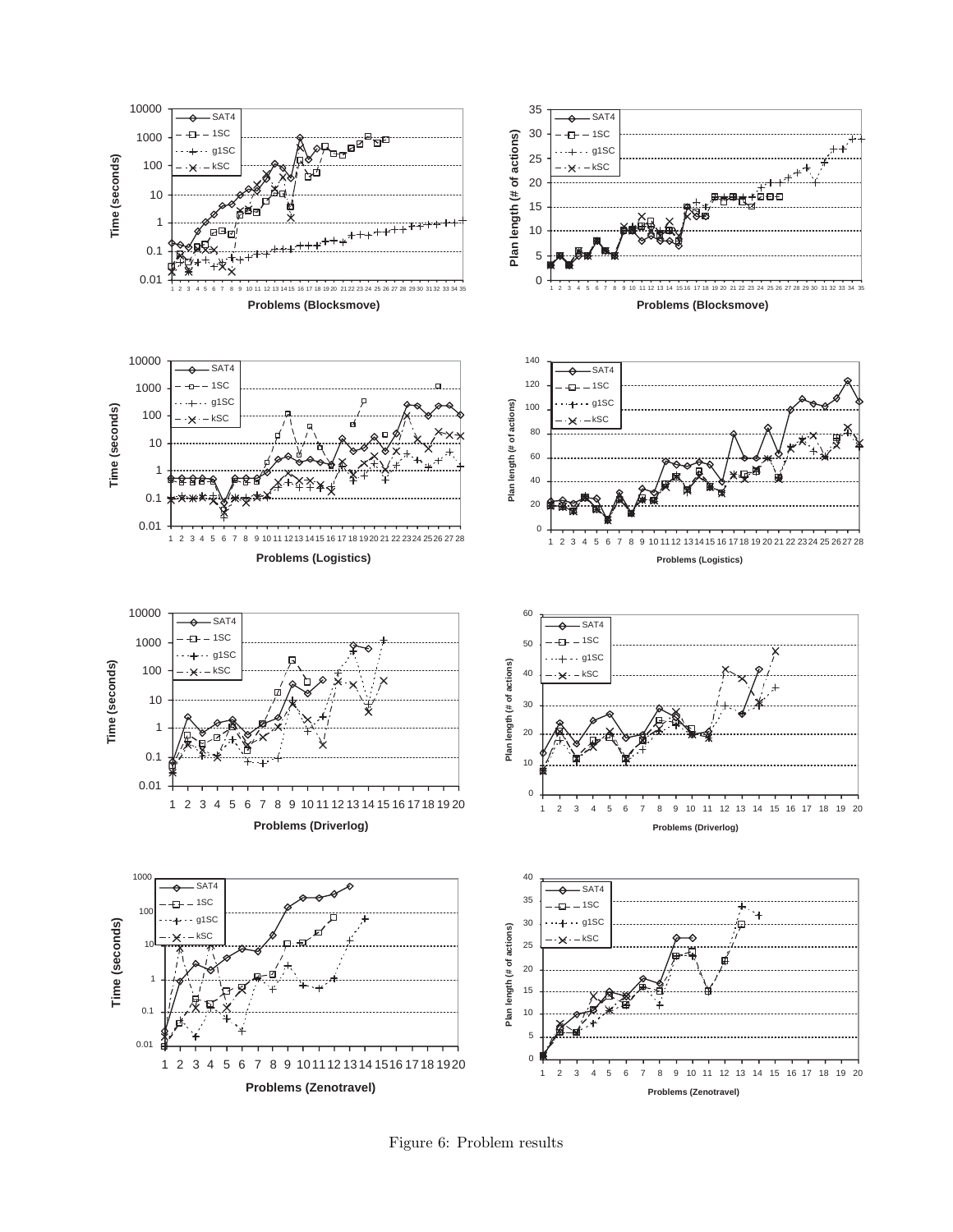Figure 6: Problem results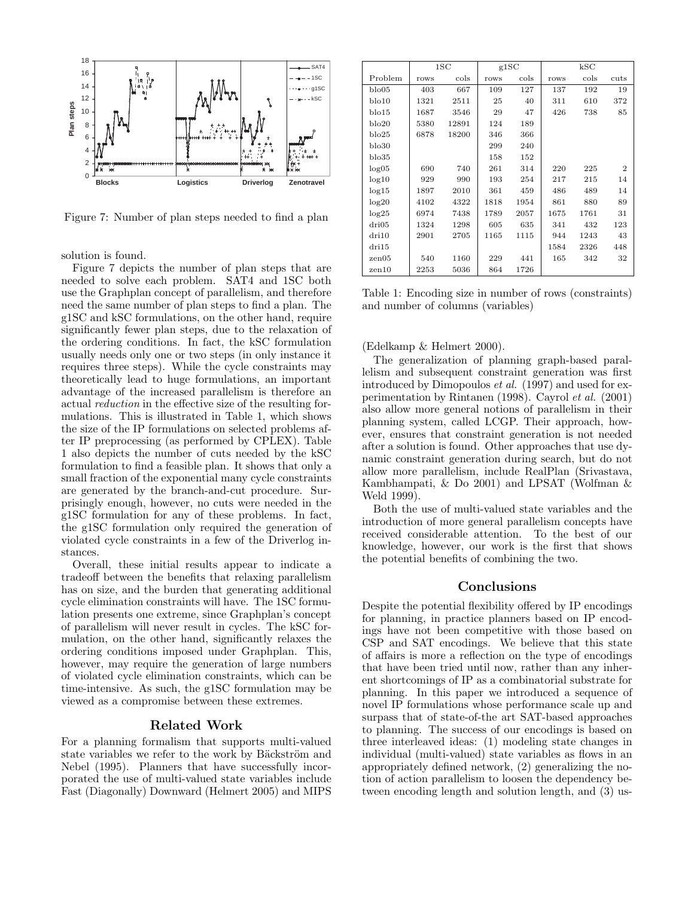Figure 7: Number of plan steps needed to find a plan

solution is found.

Figure 7 depicts the number of plan steps that are needed to solve each problem. SAT4 and 1SC both use the Graphplan concept of parallelism, and therefore need the same number of plan steps to find a plan. The g1SC and kSC formulations, on the other hand, require significantly fewer plan steps, due to the relaxation of the ordering conditions. In fact, the kSC formulation usually needs only one or two steps (in only instance it requires three steps). While the cycle constraints may theoretically lead to huge formulations, an important advantage of the increased parallelism is therefore an actual *reduction* in the effective size of the resulting formulations. This is illustrated in Table 1, which shows the size of the IP formulations on selected problems after IP preprocessing (as performed by CPLEX). Table 1 also depicts the number of cuts needed by the kSC formulation to find a feasible plan. It shows that only a small fraction of the exponential many cycle constraints are generated by the branch-and-cut procedure. Surprisingly enough, however, no cuts were needed in the g1SC formulation for any of these problems. In fact, the g1SC formulation only required the generation of violated cycle constraints in a few of the Driverlog instances.

Overall, these initial results appear to indicate a tradeoff between the benefits that relaxing parallelism has on size, and the burden that generating additional cycle elimination constraints will have. The 1SC formulation presents one extreme, since Graphplan's concept of parallelism will never result in cycles. The kSC formulation, on the other hand, significantly relaxes the ordering conditions imposed under Graphplan. This, however, may require the generation of large numbers of violated cycle elimination constraints, which can be time-intensive. As such, the g1SC formulation may be viewed as a compromise between these extremes.

## Related Work

For a planning formalism that supports multi-valued state variables we refer to the work by Bäckström and Nebel (1995). Planners that have successfully incorporated the use of multi-valued state variables include Fast (Diagonally) Downward (Helmert 2005) and MIPS (Edelkamp & Helmert 2000).

| | 1SC | | g1SC | | kSC | | |
|---|---|---|---|---|---|---|---|
| Problem | rows | cols | rows | cols | rows | cols | cuts |
| blo05 | 403 | 667 | 109 | 127 | 137 | 192 | 19 |
| blo10 | 1321 | 2511 | 25 | 40 | 311 | 610 | 372 |
| blo15 | 1687 | 3546 | 29 | 47 | 426 | 738 | 85 |
| blo20 | 5380 | 12891 | 124 | 189 | | | |
| blo25 | 6878 | 18200 | 346 | 366 | | | |
| blo30 | | | 299 | 240 | | | |
| blo35 | | | 158 | 152 | | | |
| log05 | 690 | 740 | 261 | 314 | 220 | 225 | 2 |
| log10 | 929 | 990 | 193 | 254 | 217 | 215 | 14 |
| log15 | 1897 | 2010 | 361 | 459 | 486 | 489 | 14 |
| log20 | 4102 | 4322 | 1818 | 1954 | 861 | 880 | 89 |
| log25 | 6974 | 7438 | 1789 | 2057 | 1675 | 1761 | 31 |
| dri05 | 1324 | 1298 | 605 | 635 | 341 | 432 | 123 |
| dri10 | 2901 | 2705 | 1165 | 1115 | 944 | 1243 | 43 |
| dri15 | | | | | 1584 | 2326 | 448 |
| zen05 | 540 | 1160 | 229 | 441 | 165 | 342 | 32 |
| zen10 | 2253 | 5036 | 864 | 1726 | | | |

Table 1: Encoding size in number of rows (constraints) and number of columns (variables)

The generalization of planning graph-based parallelism and subsequent constraint generation was first introduced by Dimopoulos *et al.* (1997) and used for experimentation by Rintanen (1998). Cayrol *et al.* (2001) also allow more general notions of parallelism in their planning system, called LCGP. Their approach, however, ensures that constraint generation is not needed after a solution is found. Other approaches that use dynamic constraint generation during search, but do not allow more parallelism, include RealPlan (Srivastava, Kambhampati, & Do 2001) and LPSAT (Wolfman & Weld 1999).

Both the use of multi-valued state variables and the introduction of more general parallelism concepts have received considerable attention. To the best of our knowledge, however, our work is the first that shows the potential benefits of combining the two.

## Conclusions

Despite the potential flexibility offered by IP encodings for planning, in practice planners based on IP encodings have not been competitive with those based on CSP and SAT encodings. We believe that this state of affairs is more a reflection on the type of encodings that have been tried until now, rather than any inherent shortcomings of IP as a combinatorial substrate for planning. In this paper we introduced a sequence of novel IP formulations whose performance scale up and surpass that of state-of-the art SAT-based approaches to planning. The success of our encodings is based on three interleaved ideas: (1) modeling state changes in individual (multi-valued) state variables as flows in an appropriately defined network, (2) generalizing the notion of action parallelism to loosen the dependency between encoding length and solution length, and (3) us-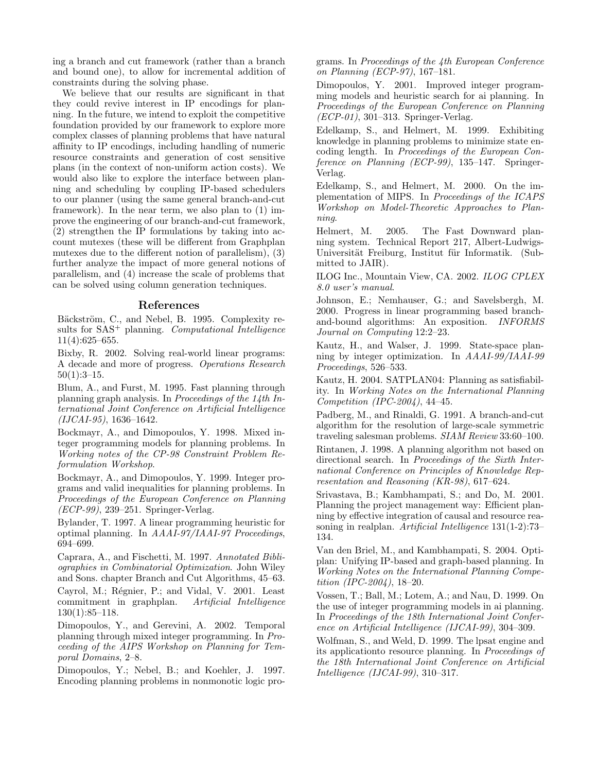ing a branch and cut framework (rather than a branch and bound one), to allow for incremental addition of constraints during the solving phase.

We believe that our results are significant in that they could revive interest in IP encodings for planning. In the future, we intend to exploit the competitive foundation provided by our framework to explore more complex classes of planning problems that have natural affinity to IP encodings, including handling of numeric resource constraints and generation of cost sensitive plans (in the context of non-uniform action costs). We would also like to explore the interface between planning and scheduling by coupling IP-based schedulers to our planner (using the same general branch-and-cut framework). In the near term, we also plan to (1) improve the engineering of our branch-and-cut framework, (2) strengthen the IP formulations by taking into account mutexes (these will be different from Graphplan mutexes due to the different notion of parallelism), (3) further analyze the impact of more general notions of parallelism, and (4) increase the scale of problems that can be solved using column generation techniques.

## References

Bäckström, C., and Nebel, B. 1995. Complexity results for SAS$^+$ planning. *Computational Intelligence* 11(4):625–655.

Bixby, R. 2002. Solving real-world linear programs: A decade and more of progress. *Operations Research* 50(1):3–15.

Blum, A., and Furst, M. 1995. Fast planning through planning graph analysis. In *Proceedings of the 14th International Joint Conference on Artificial Intelligence (IJCAI-95)*, 1636–1642.

Bockmayr, A., and Dimopoulos, Y. 1998. Mixed integer programming models for planning problems. In *Working notes of the CP-98 Constraint Problem Reformulation Workshop*.

Bockmayr, A., and Dimopoulos, Y. 1999. Integer programs and valid inequalities for planning problems. In *Proceedings of the European Conference on Planning (ECP-99)*, 239–251. Springer-Verlag.

Bylander, T. 1997. A linear programming heuristic for optimal planning. In *AAAI-97/IAAI-97 Proceedings*, 694–699.

Caprara, A., and Fischetti, M. 1997. *Annotated Bibliographies in Combinatorial Optimization*. John Wiley and Sons. chapter Branch and Cut Algorithms, 45–63.

Cayrol, M.; Régnier, P.; and Vidal, V. 2001. Least commitment in graphplan. *Artificial Intelligence* 130(1):85–118.

Dimopoulos, Y., and Gerevini, A. 2002. Temporal planning through mixed integer programming. In *Proceeding of the AIPS Workshop on Planning for Temporal Domains*, 2–8.

Dimopoulos, Y.; Nebel, B.; and Koehler, J. 1997. Encoding planning problems in nonmonotic logic programs. In *Proceedings of the 4th European Conference on Planning (ECP-97)*, 167–181.

Dimopoulos, Y. 2001. Improved integer programming models and heuristic search for ai planning. In *Proceedings of the European Conference on Planning (ECP-01)*, 301–313. Springer-Verlag.

Edelkamp, S., and Helmert, M. 1999. Exhibiting knowledge in planning problems to minimize state encoding length. In *Proceedings of the European Conference on Planning (ECP-99)*, 135–147. Springer-Verlag.

Edelkamp, S., and Helmert, M. 2000. On the implementation of MIPS. In *Proceedings of the ICAPS Workshop on Model-Theoretic Approaches to Planning*.

Helmert, M. 2005. The Fast Downward planning system. Technical Report 217, Albert-Ludwigs-Universität Freiburg, Institut für Informatik. (Submitted to JAIR).

ILOG Inc., Mountain View, CA. 2002. *ILOG CPLEX 8.0 user's manual*.

Johnson, E.; Nemhauser, G.; and Savelsbergh, M. 2000. Progress in linear programming based branch-and-bound algorithms: An exposition. *INFORMS Journal on Computing* 12:2–23.

Kautz, H., and Walser, J. 1999. State-space planning by integer optimization. In *AAAI-99/IAAI-99 Proceedings*, 526–533.

Kautz, H. 2004. SATPLAN04: Planning as satisfiability. In *Working Notes on the International Planning Competition (IPC-2004)*, 44–45.

Padberg, M., and Rinaldi, G. 1991. A branch-and-cut algorithm for the resolution of large-scale symmetric traveling salesman problems. *SIAM Review* 33:60–100.

Rintanen, J. 1998. A planning algorithm not based on directional search. In *Proceedings of the Sixth International Conference on Principles of Knowledge Representation and Reasoning (KR-98)*, 617–624.

Srivastava, B.; Kambhampati, S.; and Do, M. 2001. Planning the project management way: Efficient planning by effective integration of causal and resource reasoning in realplan. *Artificial Intelligence* 131(1-2):73–134.

Van den Briel, M., and Kambhampati, S. 2004. Optiplan: Unifying IP-based and graph-based planning. In *Working Notes on the International Planning Competition (IPC-2004)*, 18–20.

Vossen, T.; Ball, M.; Lotem, A.; and Nau, D. 1999. On the use of integer programming models in ai planning. In *Proceedings of the 18th International Joint Conference on Artificial Intelligence (IJCAI-99)*, 304–309.

Wolfman, S., and Weld, D. 1999. The lpsat engine and its applicationto resource planning. In *Proceedings of the 18th International Joint Conference on Artificial Intelligence (IJCAI-99)*, 310–317.